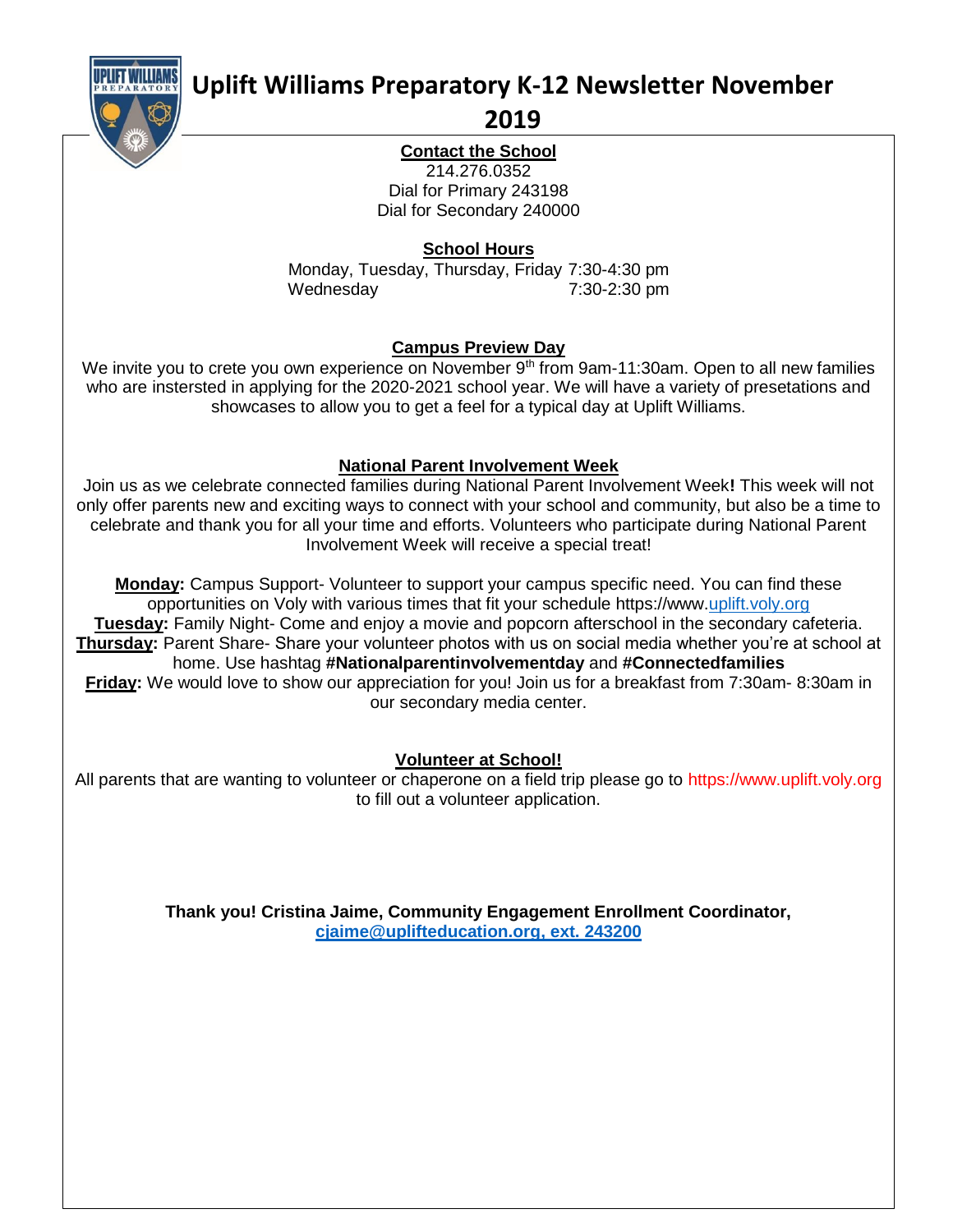# Uplift Williams Preparatory K-12 Newsletter November 2019

**Contact the School**

214.276.0352
Dial for Primary 243198
Dial for Secondary 240000

**School Hours**

Monday, Tuesday, Thursday, Friday 7:30-4:30 pm
Wednesday 7:30-2:30 pm

**Campus Preview Day**

We invite you to crete you own experience on November 9th from 9am-11:30am. Open to all new families who are insterested in applying for the 2020-2021 school year. We will have a variety of presetations and showcases to allow you to get a feel for a typical day at Uplift Williams.

**National Parent Involvement Week**

Join us as we celebrate connected families during National Parent Involvement Week**!** This week will not only offer parents new and exciting ways to connect with your school and community, but also be a time to celebrate and thank you for all your time and efforts. Volunteers who participate during National Parent Involvement Week will receive a special treat!

**Monday:** Campus Support- Volunteer to support your campus specific need. You can find these opportunities on Voly with various times that fit your schedule https://www.uplift.voly.org
**Tuesday:** Family Night- Come and enjoy a movie and popcorn afterschool in the secondary cafeteria.
**Thursday:** Parent Share- Share your volunteer photos with us on social media whether you're at school at home. Use hashtag **#Nationalparentinvolvementday** and **#Connectedfamilies**
**Friday:** We would love to show our appreciation for you! Join us for a breakfast from 7:30am- 8:30am in our secondary media center.

**Volunteer at School!**

All parents that are wanting to volunteer or chaperone on a field trip please go to https://www.uplift.voly.org to fill out a volunteer application.

**Thank you! Cristina Jaime, Community Engagement Enrollment Coordinator, cjaime@uplifteducation.org, ext. 243200**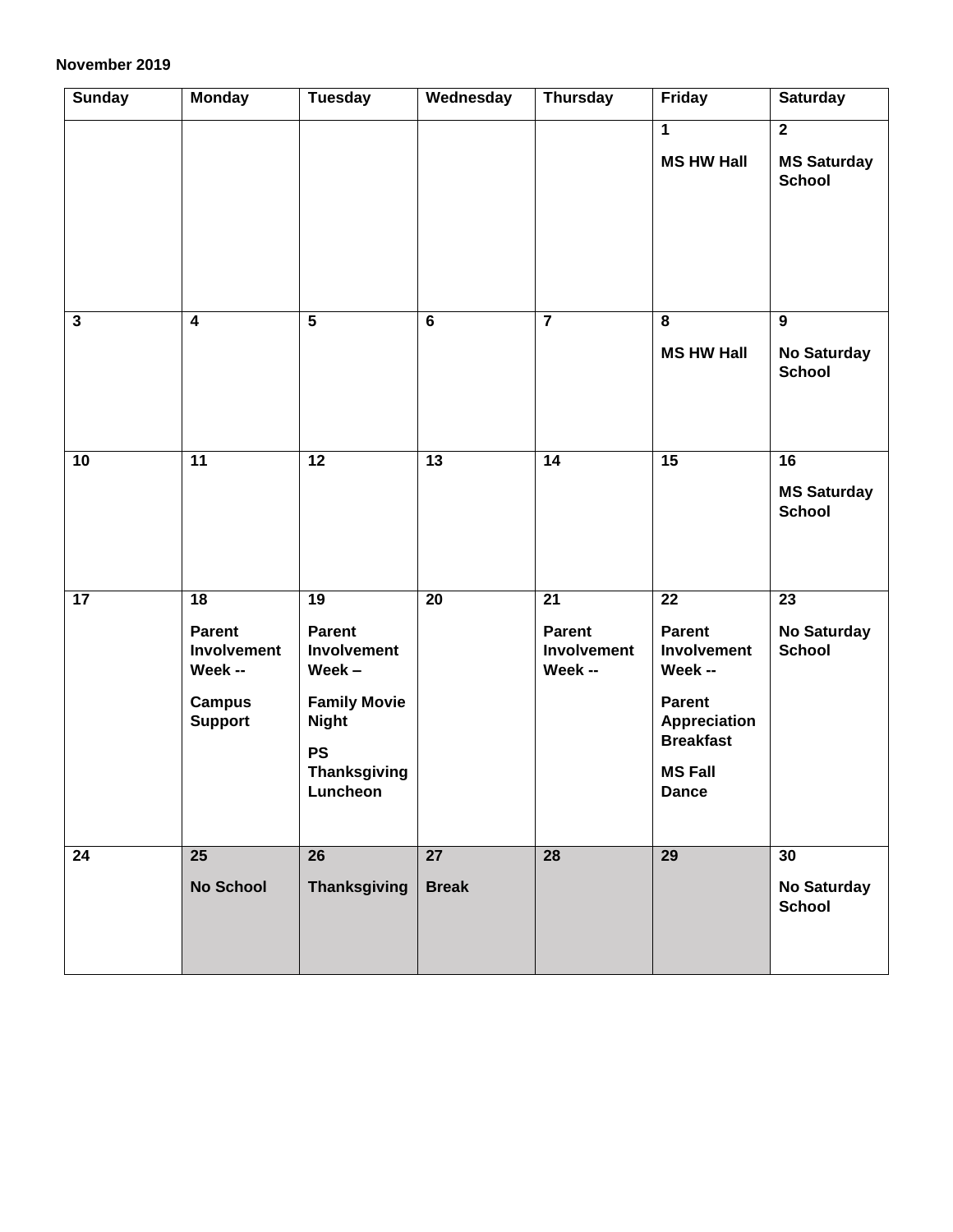**November 2019**

| Sunday | Monday | Tuesday | Wednesday | Thursday | Friday | Saturday |
|---|---|---|---|---|---|---|
| | | | | | **1**<br>**MS HW Hall** | **2**<br>**MS Saturday School** |
| **3** | **4** | **5** | **6** | **7** | **8**<br>**MS HW Hall** | **9**<br>**No Saturday School** |
| **10** | **11** | **12** | **13** | **14** | **15** | **16**<br>**MS Saturday School** |
| **17** | **18**<br>**Parent Involvement Week --**<br>**Campus Support** | **19**<br>**Parent Involvement Week –**<br>**Family Movie Night**<br>**PS Thanksgiving Luncheon** | **20** | **21**<br>**Parent Involvement Week --** | **22**<br>**Parent Involvement Week --**<br>**Parent Appreciation Breakfast**<br>**MS Fall Dance** | **23**<br>**No Saturday School** |
| **24** | **25**<br>**No School** | **26**<br>**Thanksgiving** | **27**<br>**Break** | **28** | **29** | **30**<br>**No Saturday School** |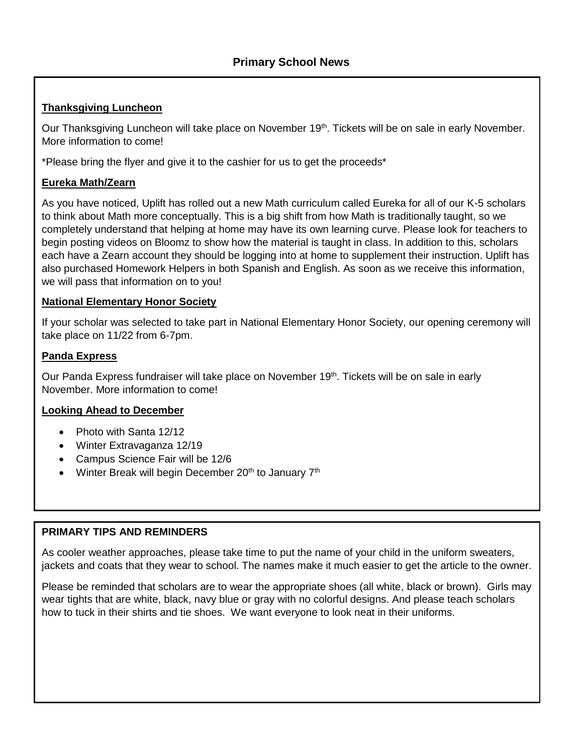## Primary School News

**Thanksgiving Luncheon**

Our Thanksgiving Luncheon will take place on November 19th. Tickets will be on sale in early November. More information to come!

*Please bring the flyer and give it to the cashier for us to get the proceeds*

**Eureka Math/Zearn**

As you have noticed, Uplift has rolled out a new Math curriculum called Eureka for all of our K-5 scholars to think about Math more conceptually. This is a big shift from how Math is traditionally taught, so we completely understand that helping at home may have its own learning curve. Please look for teachers to begin posting videos on Bloomz to show how the material is taught in class. In addition to this, scholars each have a Zearn account they should be logging into at home to supplement their instruction. Uplift has also purchased Homework Helpers in both Spanish and English. As soon as we receive this information, we will pass that information on to you!

**National Elementary Honor Society**

If your scholar was selected to take part in National Elementary Honor Society, our opening ceremony will take place on 11/22 from 6-7pm.

**Panda Express**

Our Panda Express fundraiser will take place on November 19th. Tickets will be on sale in early November. More information to come!

**Looking Ahead to December**

- Photo with Santa 12/12
- Winter Extravaganza 12/19
- Campus Science Fair will be 12/6
- Winter Break will begin December 20th to January 7th

### PRIMARY TIPS AND REMINDERS

As cooler weather approaches, please take time to put the name of your child in the uniform sweaters, jackets and coats that they wear to school. The names make it much easier to get the article to the owner.

Please be reminded that scholars are to wear the appropriate shoes (all white, black or brown). Girls may wear tights that are white, black, navy blue or gray with no colorful designs. And please teach scholars how to tuck in their shirts and tie shoes. We want everyone to look neat in their uniforms.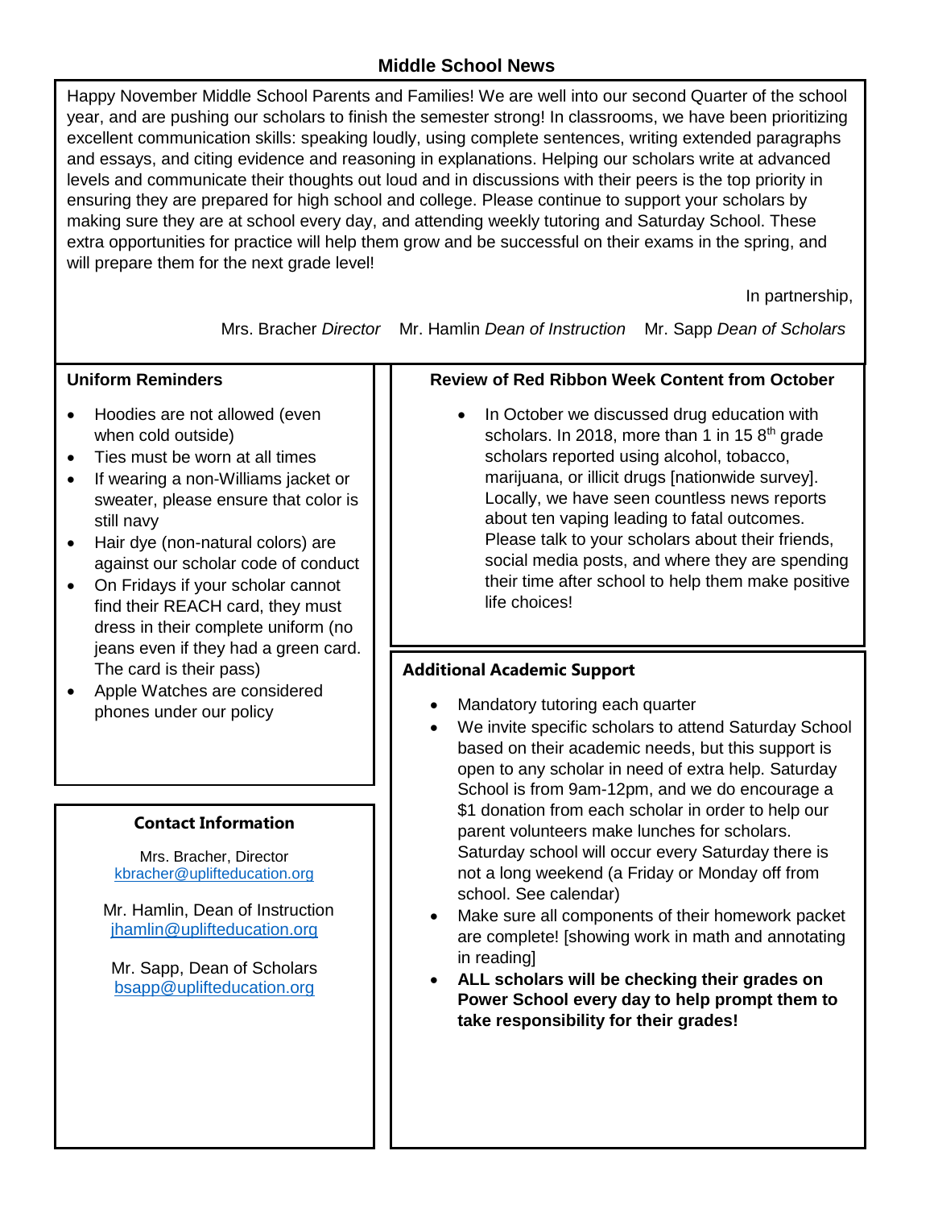## Middle School News

Happy November Middle School Parents and Families! We are well into our second Quarter of the school year, and are pushing our scholars to finish the semester strong! In classrooms, we have been prioritizing excellent communication skills: speaking loudly, using complete sentences, writing extended paragraphs and essays, and citing evidence and reasoning in explanations. Helping our scholars write at advanced levels and communicate their thoughts out loud and in discussions with their peers is the top priority in ensuring they are prepared for high school and college. Please continue to support your scholars by making sure they are at school every day, and attending weekly tutoring and Saturday School. These extra opportunities for practice will help them grow and be successful on their exams in the spring, and will prepare them for the next grade level!

In partnership,

Mrs. Bracher *Director*  Mr. Hamlin *Dean of Instruction*  Mr. Sapp *Dean of Scholars*

### Uniform Reminders

- Hoodies are not allowed (even when cold outside)
- Ties must be worn at all times
- If wearing a non-Williams jacket or sweater, please ensure that color is still navy
- Hair dye (non-natural colors) are against our scholar code of conduct
- On Fridays if your scholar cannot find their REACH card, they must dress in their complete uniform (no jeans even if they had a green card. The card is their pass)
- Apple Watches are considered phones under our policy

### Contact Information

Mrs. Bracher, Director
kbracher@uplifteducation.org

Mr. Hamlin, Dean of Instruction
jhamlin@uplifteducation.org

Mr. Sapp, Dean of Scholars
bsapp@uplifteducation.org

### Review of Red Ribbon Week Content from October

- In October we discussed drug education with scholars. In 2018, more than 1 in 15 8th grade scholars reported using alcohol, tobacco, marijuana, or illicit drugs [nationwide survey]. Locally, we have seen countless news reports about ten vaping leading to fatal outcomes. Please talk to your scholars about their friends, social media posts, and where they are spending their time after school to help them make positive life choices!

### Additional Academic Support

- Mandatory tutoring each quarter
- We invite specific scholars to attend Saturday School based on their academic needs, but this support is open to any scholar in need of extra help. Saturday School is from 9am-12pm, and we do encourage a $1 donation from each scholar in order to help our parent volunteers make lunches for scholars. Saturday school will occur every Saturday there is not a long weekend (a Friday or Monday off from school. See calendar)
- Make sure all components of their homework packet are complete! [showing work in math and annotating in reading]
- **ALL scholars will be checking their grades on Power School every day to help prompt them to take responsibility for their grades!**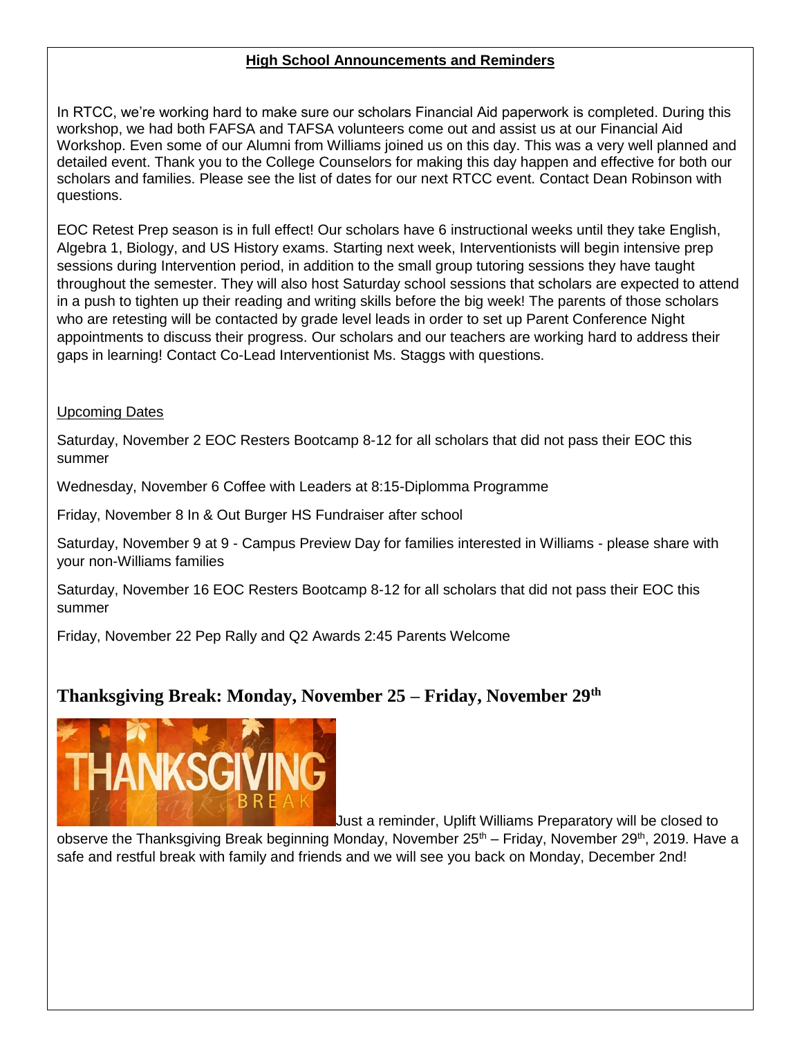## High School Announcements and Reminders

In RTCC, we're working hard to make sure our scholars Financial Aid paperwork is completed. During this workshop, we had both FAFSA and TAFSA volunteers come out and assist us at our Financial Aid Workshop. Even some of our Alumni from Williams joined us on this day. This was a very well planned and detailed event. Thank you to the College Counselors for making this day happen and effective for both our scholars and families. Please see the list of dates for our next RTCC event. Contact Dean Robinson with questions.

EOC Retest Prep season is in full effect! Our scholars have 6 instructional weeks until they take English, Algebra 1, Biology, and US History exams. Starting next week, Interventionists will begin intensive prep sessions during Intervention period, in addition to the small group tutoring sessions they have taught throughout the semester. They will also host Saturday school sessions that scholars are expected to attend in a push to tighten up their reading and writing skills before the big week! The parents of those scholars who are retesting will be contacted by grade level leads in order to set up Parent Conference Night appointments to discuss their progress. Our scholars and our teachers are working hard to address their gaps in learning! Contact Co-Lead Interventionist Ms. Staggs with questions.

Upcoming Dates

Saturday, November 2 EOC Resters Bootcamp 8-12 for all scholars that did not pass their EOC this summer

Wednesday, November 6 Coffee with Leaders at 8:15-Diplomma Programme

Friday, November 8 In & Out Burger HS Fundraiser after school

Saturday, November 9 at 9 - Campus Preview Day for families interested in Williams - please share with your non-Williams families

Saturday, November 16 EOC Resters Bootcamp 8-12 for all scholars that did not pass their EOC this summer

Friday, November 22 Pep Rally and Q2 Awards 2:45 Parents Welcome

## Thanksgiving Break: Monday, November 25 – Friday, November 29th

Just a reminder, Uplift Williams Preparatory will be closed to observe the Thanksgiving Break beginning Monday, November 25th – Friday, November 29th, 2019. Have a safe and restful break with family and friends and we will see you back on Monday, December 2nd!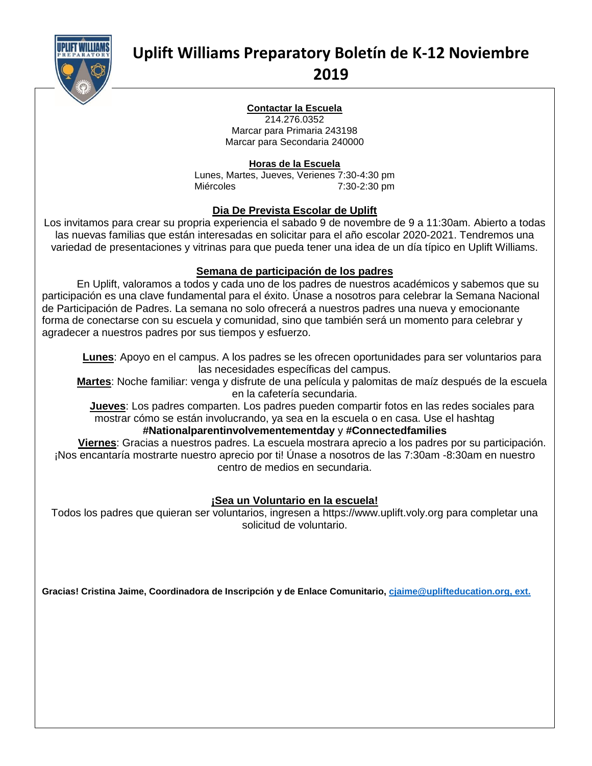# Uplift Williams Preparatory Boletín de K-12 Noviembre 2019

**Contactar la Escuela**
214.276.0352
Marcar para Primaria 243198
Marcar para Secondaria 240000

**Horas de la Escuela**
Lunes, Martes, Jueves, Verienes 7:30-4:30 pm
Miércoles 7:30-2:30 pm

**Dia De Prevista Escolar de Uplift**

Los invitamos para crear su propria experiencia el sabado 9 de novembre de 9 a 11:30am. Abierto a todas las nuevas familias que están interesadas en solicitar para el año escolar 2020-2021. Tendremos una variedad de presentaciones y vitrinas para que pueda tener una idea de un día típico en Uplift Williams.

**Semana de participación de los padres**

En Uplift, valoramos a todos y cada uno de los padres de nuestros académicos y sabemos que su participación es una clave fundamental para el éxito. Únase a nosotros para celebrar la Semana Nacional de Participación de Padres. La semana no solo ofrecerá a nuestros padres una nueva y emocionante forma de conectarse con su escuela y comunidad, sino que también será un momento para celebrar y agradecer a nuestros padres por sus tiempos y esfuerzo.

**Lunes**: Apoyo en el campus. A los padres se les ofrecen oportunidades para ser voluntarios para las necesidades específicas del campus.

**Martes**: Noche familiar: venga y disfrute de una película y palomitas de maíz después de la escuela en la cafetería secundaria.

**Jueves**: Los padres comparten. Los padres pueden compartir fotos en las redes sociales para mostrar cómo se están involucrando, ya sea en la escuela o en casa. Use el hashtag **#Nationalparentinvolvemententday** y **#Connectedfamilies**

**Viernes**: Gracias a nuestros padres. La escuela mostrara aprecio a los padres por su participación. ¡Nos encantaría mostrarte nuestro aprecio por ti! Únase a nosotros de las 7:30am -8:30am en nuestro centro de medios en secundaria.

**¡Sea un Voluntario en la escuela!**

Todos los padres que quieran ser voluntarios, ingresen a https://www.uplift.voly.org para completar una solicitud de voluntario.

**Gracias! Cristina Jaime, Coordinadora de Inscripción y de Enlace Comunitario, cjaime@uplifteducation.org, ext.**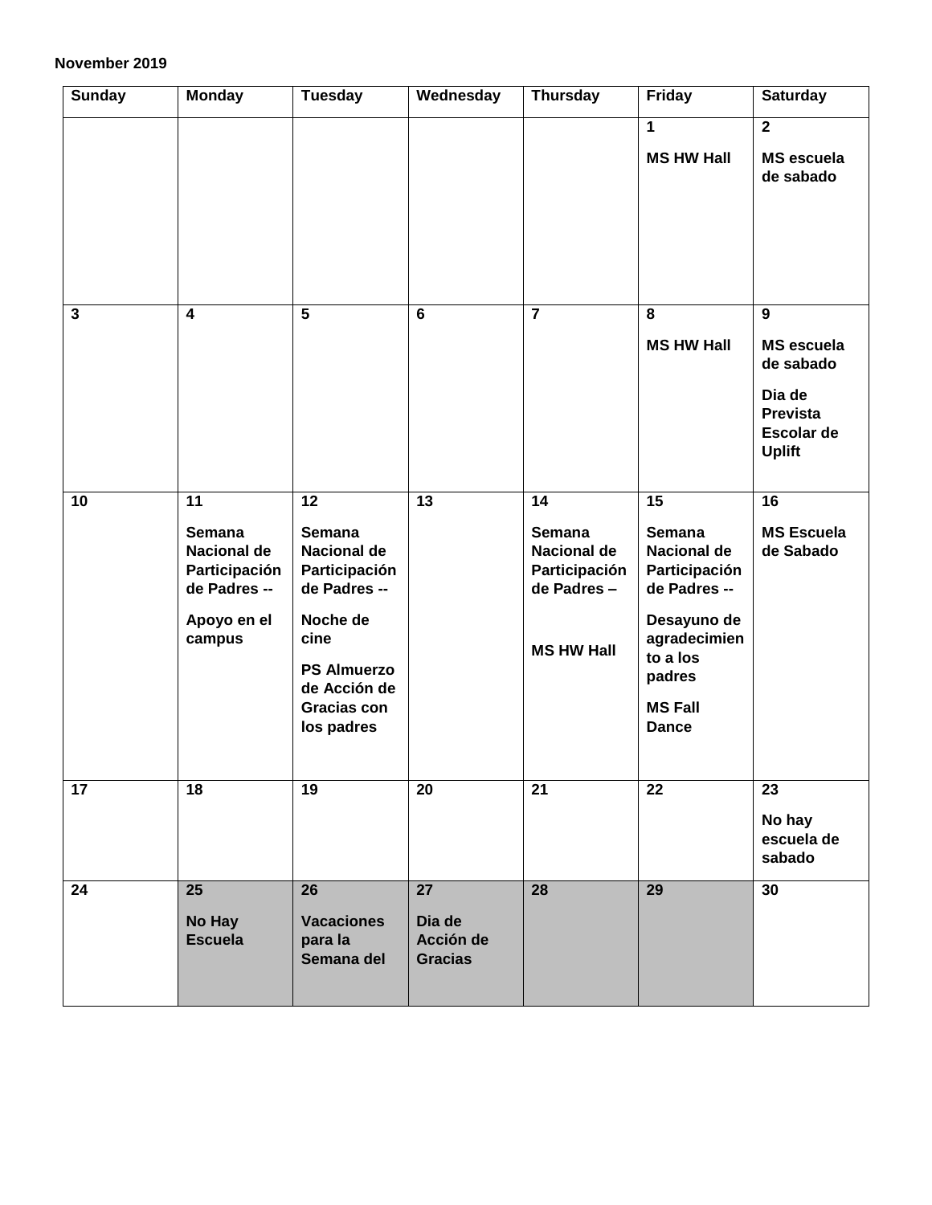**November 2019**

| Sunday | Monday | Tuesday | Wednesday | Thursday | Friday | Saturday |
|---|---|---|---|---|---|---|
| | | | | | **1** **MS HW Hall** | **2** **MS escuela de sabado** |
| **3** | **4** | **5** | **6** | **7** | **8** **MS HW Hall** | **9** **MS escuela de sabado** **Dia de Prevista Escolar de Uplift** |
| **10** | **11** **Semana Nacional de Participación de Padres --** **Apoyo en el campus** | **12** **Semana Nacional de Participación de Padres --** **Noche de cine** **PS Almuerzo de Acción de Gracias con los padres** | **13** | **14** **Semana Nacional de Participación de Padres –** **MS HW Hall** | **15** **Semana Nacional de Participación de Padres --** **Desayuno de agradecimiento a los padres** **MS Fall Dance** | **16** **MS Escuela de Sabado** |
| **17** | **18** | **19** | **20** | **21** | **22** | **23** **No hay escuela de sabado** |
| **24** | **25** **No Hay Escuela** | **26** **Vacaciones para la Semana del** | **27** **Dia de Acción de Gracias** | **28** | **29** | **30** |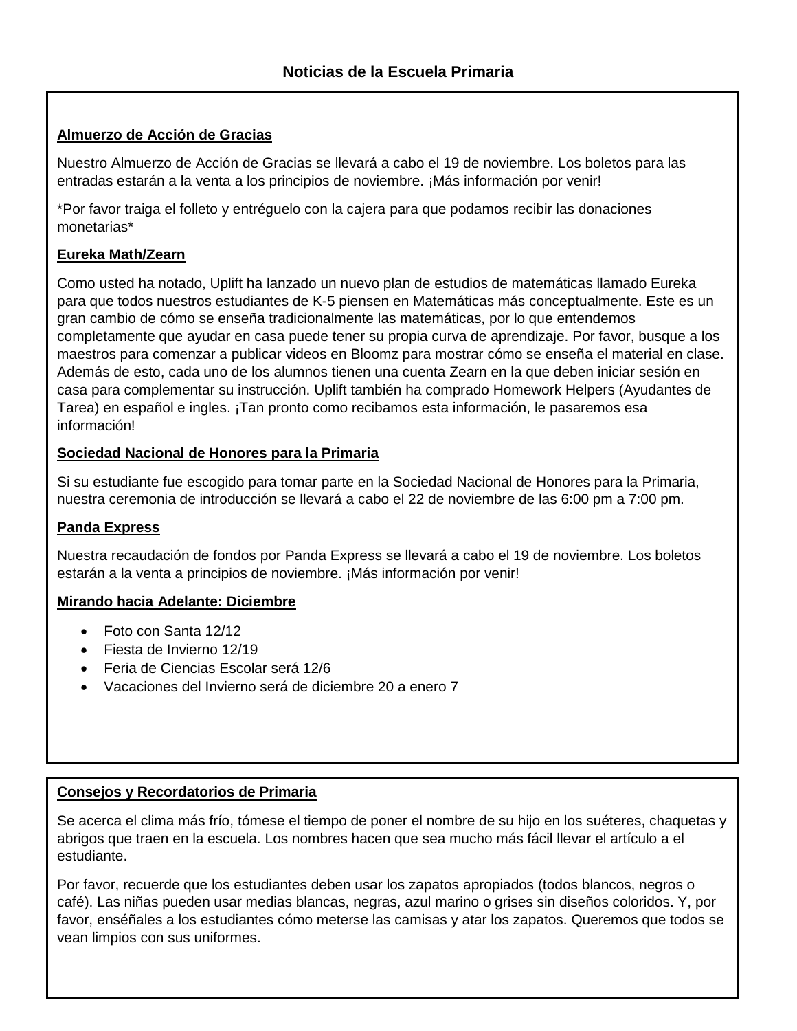## Noticias de la Escuela Primaria

**Almuerzo de Acción de Gracias**

Nuestro Almuerzo de Acción de Gracias se llevará a cabo el 19 de noviembre. Los boletos para las entradas estarán a la venta a los principios de noviembre. ¡Más información por venir!

*Por favor traiga el folleto y entréguelo con la cajera para que podamos recibir las donaciones monetarias*

**Eureka Math/Zearn**

Como usted ha notado, Uplift ha lanzado un nuevo plan de estudios de matemáticas llamado Eureka para que todos nuestros estudiantes de K-5 piensen en Matemáticas más conceptualmente. Este es un gran cambio de cómo se enseña tradicionalmente las matemáticas, por lo que entendemos completamente que ayudar en casa puede tener su propia curva de aprendizaje. Por favor, busque a los maestros para comenzar a publicar videos en Bloomz para mostrar cómo se enseña el material en clase. Además de esto, cada uno de los alumnos tienen una cuenta Zearn en la que deben iniciar sesión en casa para complementar su instrucción. Uplift también ha comprado Homework Helpers (Ayudantes de Tarea) en español e ingles. ¡Tan pronto como recibamos esta información, le pasaremos esa información!

**Sociedad Nacional de Honores para la Primaria**

Si su estudiante fue escogido para tomar parte en la Sociedad Nacional de Honores para la Primaria, nuestra ceremonia de introducción se llevará a cabo el 22 de noviembre de las 6:00 pm a 7:00 pm.

**Panda Express**

Nuestra recaudación de fondos por Panda Express se llevará a cabo el 19 de noviembre. Los boletos estarán a la venta a principios de noviembre. ¡Más información por venir!

**Mirando hacia Adelante: Diciembre**

- Foto con Santa 12/12
- Fiesta de Invierno 12/19
- Feria de Ciencias Escolar será 12/6
- Vacaciones del Invierno será de diciembre 20 a enero 7

**Consejos y Recordatorios de Primaria**

Se acerca el clima más frío, tómese el tiempo de poner el nombre de su hijo en los suéteres, chaquetas y abrigos que traen en la escuela. Los nombres hacen que sea mucho más fácil llevar el artículo a el estudiante.

Por favor, recuerde que los estudiantes deben usar los zapatos apropiados (todos blancos, negros o café). Las niñas pueden usar medias blancas, negras, azul marino o grises sin diseños coloridos. Y, por favor, enséñales a los estudiantes cómo meterse las camisas y atar los zapatos. Queremos que todos se vean limpios con sus uniformes.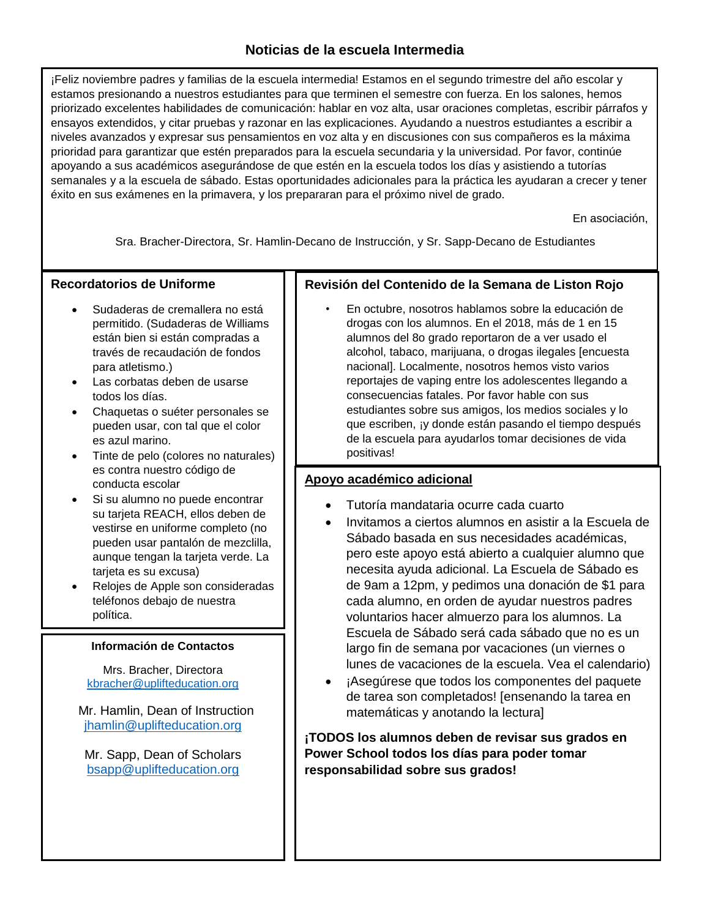# Noticias de la escuela Intermedia

¡Feliz noviembre padres y familias de la escuela intermedia! Estamos en el segundo trimestre del año escolar y estamos presionando a nuestros estudiantes para que terminen el semestre con fuerza. En los salones, hemos priorizado excelentes habilidades de comunicación: hablar en voz alta, usar oraciones completas, escribir párrafos y ensayos extendidos, y citar pruebas y razonar en las explicaciones. Ayudando a nuestros estudiantes a escribir a niveles avanzados y expresar sus pensamientos en voz alta y en discusiones con sus compañeros es la máxima prioridad para garantizar que estén preparados para la escuela secundaria y la universidad. Por favor, continúe apoyando a sus académicos asegurándose de que estén en la escuela todos los días y asistiendo a tutorías semanales y a la escuela de sábado. Estas oportunidades adicionales para la práctica les ayudaran a crecer y tener éxito en sus exámenes en la primavera, y los prepararan para el próximo nivel de grado.

En asociación,

Sra. Bracher-Directora, Sr. Hamlin-Decano de Instrucción, y Sr. Sapp-Decano de Estudiantes

## Recordatorios de Uniforme

- Sudaderas de cremallera no está permitido. (Sudaderas de Williams están bien si están compradas a través de recaudación de fondos para atletismo.)
- Las corbatas deben de usarse todos los días.
- Chaquetas o suéter personales se pueden usar, con tal que el color es azul marino.
- Tinte de pelo (colores no naturales) es contra nuestro código de conducta escolar
- Si su alumno no puede encontrar su tarjeta REACH, ellos deben de vestirse en uniforme completo (no pueden usar pantalón de mezclilla, aunque tengan la tarjeta verde. La tarjeta es su excusa)
- Relojes de Apple son consideradas teléfonos debajo de nuestra política.

## Información de Contactos

Mrs. Bracher, Directora
kbracher@uplifteducation.org

Mr. Hamlin, Dean of Instruction
jhamlin@uplifteducation.org

Mr. Sapp, Dean of Scholars
bsapp@uplifteducation.org

## Revisión del Contenido de la Semana de Liston Rojo

- En octubre, nosotros hablamos sobre la educación de drogas con los alumnos. En el 2018, más de 1 en 15 alumnos del 8o grado reportaron de a ver usado el alcohol, tabaco, marijuana, o drogas ilegales [encuesta nacional]. Localmente, nosotros hemos visto varios reportajes de vaping entre los adolescentes llegando a consecuencias fatales. Por favor hable con sus estudiantes sobre sus amigos, los medios sociales y lo que escriben, ¡y donde están pasando el tiempo después de la escuela para ayudarlos tomar decisiones de vida positivas!

## Apoyo académico adicional

- Tutoría mandataria ocurre cada cuarto
- Invitamos a ciertos alumnos en asistir a la Escuela de Sábado basada en sus necesidades académicas, pero este apoyo está abierto a cualquier alumno que necesita ayuda adicional. La Escuela de Sábado es de 9am a 12pm, y pedimos una donación de $1 para cada alumno, en orden de ayudar nuestros padres voluntarios hacer almuerzo para los alumnos. La Escuela de Sábado será cada sábado que no es un largo fin de semana por vacaciones (un viernes o lunes de vacaciones de la escuela. Vea el calendario)
- ¡Asegúrese que todos los componentes del paquete de tarea son completados! [ensenando la tarea en matemáticas y anotando la lectura]

**¡TODOS los alumnos deben de revisar sus grados en Power School todos los días para poder tomar responsabilidad sobre sus grados!**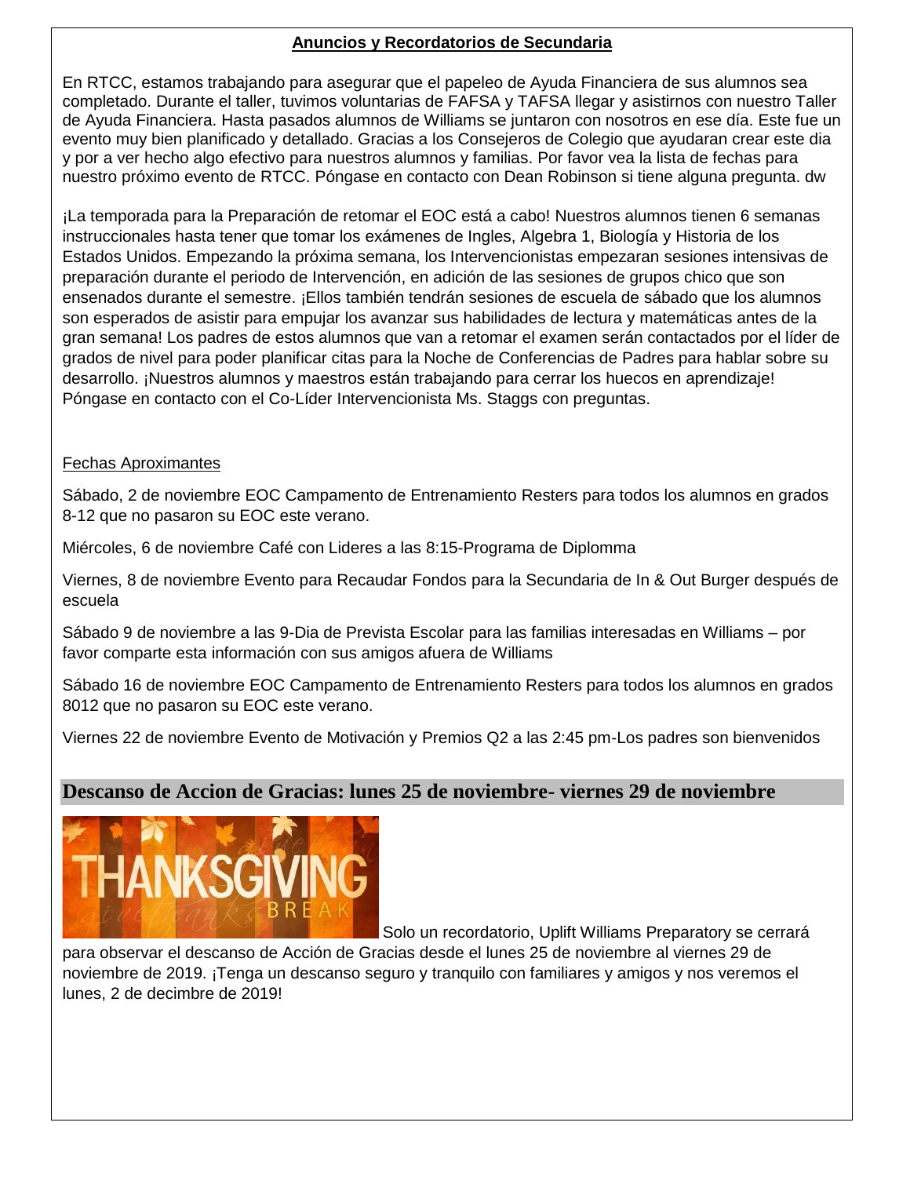## Anuncios y Recordatorios de Secundaria

En RTCC, estamos trabajando para asegurar que el papeleo de Ayuda Financiera de sus alumnos sea completado. Durante el taller, tuvimos voluntarias de FAFSA y TAFSA llegar y asistirnos con nuestro Taller de Ayuda Financiera. Hasta pasados alumnos de Williams se juntaron con nosotros en ese día. Este fue un evento muy bien planificado y detallado. Gracias a los Consejeros de Colegio que ayudaran crear este dia y por a ver hecho algo efectivo para nuestros alumnos y familias. Por favor vea la lista de fechas para nuestro próximo evento de RTCC. Póngase en contacto con Dean Robinson si tiene alguna pregunta. dw

¡La temporada para la Preparación de retomar el EOC está a cabo! Nuestros alumnos tienen 6 semanas instruccionales hasta tener que tomar los exámenes de Ingles, Algebra 1, Biología y Historia de los Estados Unidos. Empezando la próxima semana, los Intervencionistas empezaran sesiones intensivas de preparación durante el periodo de Intervención, en adición de las sesiones de grupos chico que son ensenados durante el semestre. ¡Ellos también tendrán sesiones de escuela de sábado que los alumnos son esperados de asistir para empujar los avanzar sus habilidades de lectura y matemáticas antes de la gran semana! Los padres de estos alumnos que van a retomar el examen serán contactados por el líder de grados de nivel para poder planificar citas para la Noche de Conferencias de Padres para hablar sobre su desarrollo. ¡Nuestros alumnos y maestros están trabajando para cerrar los huecos en aprendizaje! Póngase en contacto con el Co-Líder Intervencionista Ms. Staggs con preguntas.

Fechas Aproximantes

Sábado, 2 de noviembre EOC Campamento de Entrenamiento Resters para todos los alumnos en grados 8-12 que no pasaron su EOC este verano.

Miércoles, 6 de noviembre Café con Lideres a las 8:15-Programa de Diplomma

Viernes, 8 de noviembre Evento para Recaudar Fondos para la Secundaria de In & Out Burger después de escuela

Sábado 9 de noviembre a las 9-Dia de Prevista Escolar para las familias interesadas en Williams – por favor comparte esta información con sus amigos afuera de Williams

Sábado 16 de noviembre EOC Campamento de Entrenamiento Resters para todos los alumnos en grados 8012 que no pasaron su EOC este verano.

Viernes 22 de noviembre Evento de Motivación y Premios Q2 a las 2:45 pm-Los padres son bienvenidos

## Descanso de Accion de Gracias: lunes 25 de noviembre- viernes 29 de noviembre

Solo un recordatorio, Uplift Williams Preparatory se cerrará para observar el descanso de Acción de Gracias desde el lunes 25 de noviembre al viernes 29 de noviembre de 2019. ¡Tenga un descanso seguro y tranquilo con familiares y amigos y nos veremos el lunes, 2 de decimbre de 2019!